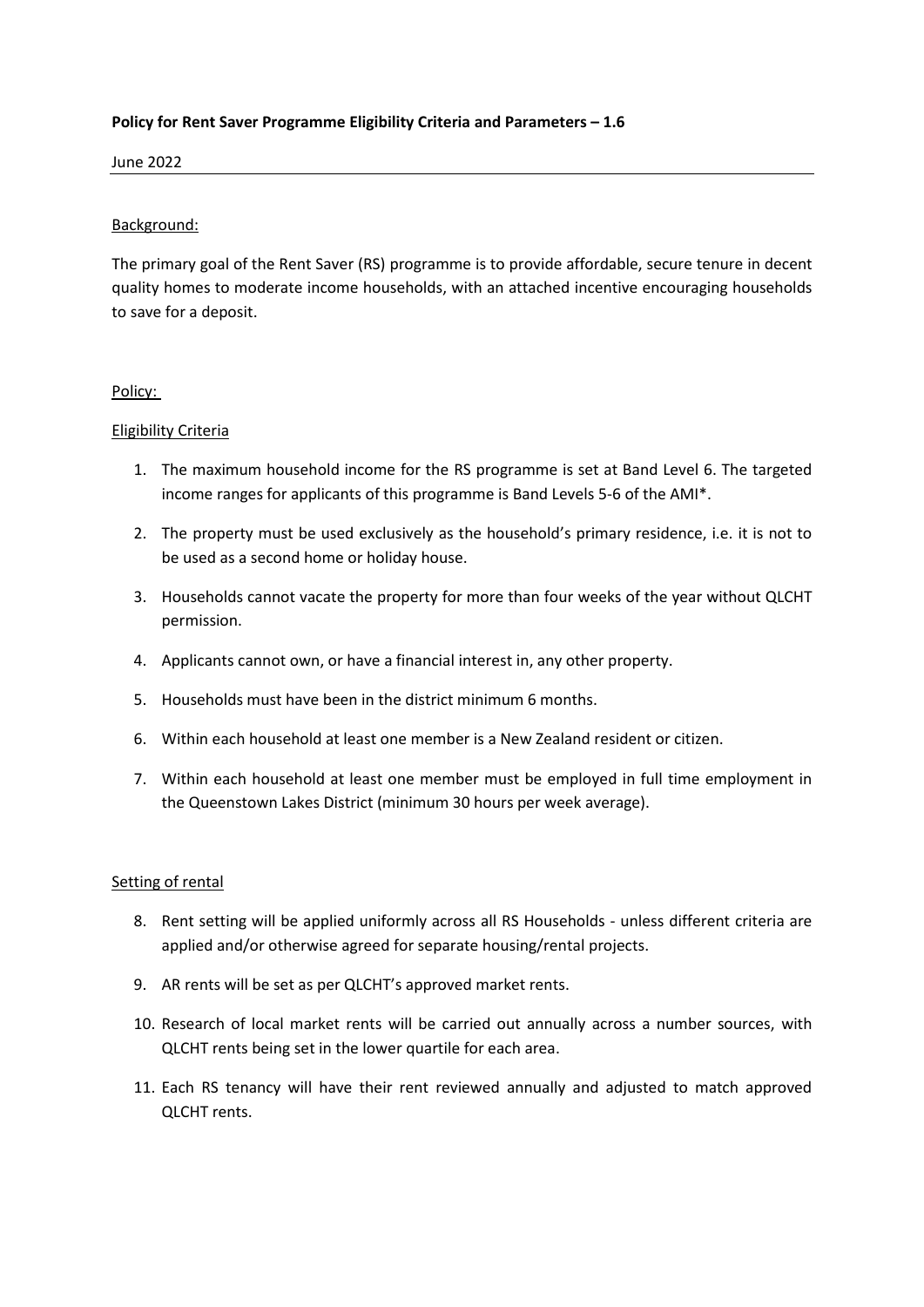**Policy for Rent Saver Programme Eligibility Criteria and Parameters – 1.6**

June 2022

---

Background:

The primary goal of the Rent Saver (RS) programme is to provide affordable, secure tenure in decent quality homes to moderate income households, with an attached incentive encouraging households to save for a deposit.

Policy:

Eligibility Criteria

1. The maximum household income for the RS programme is set at Band Level 6. The targeted income ranges for applicants of this programme is Band Levels 5-6 of the AMI*.
2. The property must be used exclusively as the household's primary residence, i.e. it is not to be used as a second home or holiday house.
3. Households cannot vacate the property for more than four weeks of the year without QLCHT permission.
4. Applicants cannot own, or have a financial interest in, any other property.
5. Households must have been in the district minimum 6 months.
6. Within each household at least one member is a New Zealand resident or citizen.
7. Within each household at least one member must be employed in full time employment in the Queenstown Lakes District (minimum 30 hours per week average).

Setting of rental

8. Rent setting will be applied uniformly across all RS Households - unless different criteria are applied and/or otherwise agreed for separate housing/rental projects.
9. AR rents will be set as per QLCHT's approved market rents.
10. Research of local market rents will be carried out annually across a number sources, with QLCHT rents being set in the lower quartile for each area.
11. Each RS tenancy will have their rent reviewed annually and adjusted to match approved QLCHT rents.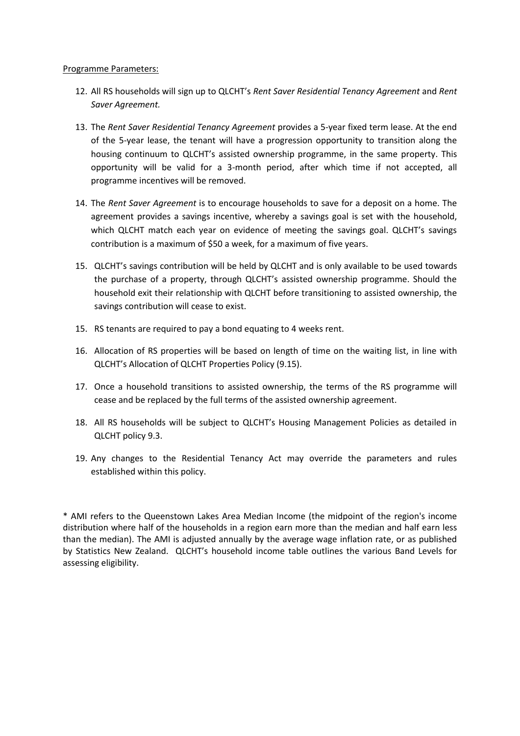Programme Parameters:

12. All RS households will sign up to QLCHT's *Rent Saver Residential Tenancy Agreement* and *Rent Saver Agreement.*

13. The *Rent Saver Residential Tenancy Agreement* provides a 5-year fixed term lease. At the end of the 5-year lease, the tenant will have a progression opportunity to transition along the housing continuum to QLCHT's assisted ownership programme, in the same property. This opportunity will be valid for a 3-month period, after which time if not accepted, all programme incentives will be removed.

14. The *Rent Saver Agreement* is to encourage households to save for a deposit on a home. The agreement provides a savings incentive, whereby a savings goal is set with the household, which QLCHT match each year on evidence of meeting the savings goal. QLCHT's savings contribution is a maximum of $50 a week, for a maximum of five years.

15. QLCHT's savings contribution will be held by QLCHT and is only available to be used towards the purchase of a property, through QLCHT's assisted ownership programme. Should the household exit their relationship with QLCHT before transitioning to assisted ownership, the savings contribution will cease to exist.

15. RS tenants are required to pay a bond equating to 4 weeks rent.

16. Allocation of RS properties will be based on length of time on the waiting list, in line with QLCHT's Allocation of QLCHT Properties Policy (9.15).

17. Once a household transitions to assisted ownership, the terms of the RS programme will cease and be replaced by the full terms of the assisted ownership agreement.

18. All RS households will be subject to QLCHT's Housing Management Policies as detailed in QLCHT policy 9.3.

19. Any changes to the Residential Tenancy Act may override the parameters and rules established within this policy.

* AMI refers to the Queenstown Lakes Area Median Income (the midpoint of the region's income distribution where half of the households in a region earn more than the median and half earn less than the median). The AMI is adjusted annually by the average wage inflation rate, or as published by Statistics New Zealand. QLCHT's household income table outlines the various Band Levels for assessing eligibility.